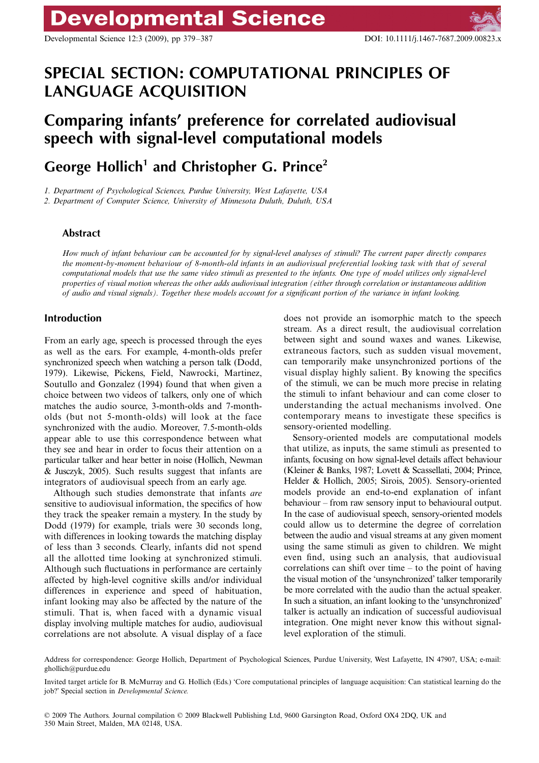# SPECIAL SECTION: COMPUTATIONAL PRINCIPLES OF LANGUAGE ACQUISITION

# Comparing infants' preference for correlated audiovisual speech with signal-level computational models

## George Hollich[1] and Christopher G. Prince[2]

*1. Department of Psychological Sciences, Purdue University, West Lafayette, USA*
*2. Department of Computer Science, University of Minnesota Duluth, Duluth, USA*

### Abstract

*How much of infant behaviour can be accounted for by signal-level analyses of stimuli? The current paper directly compares the moment-by-moment behaviour of 8-month-old infants in an audiovisual preferential looking task with that of several computational models that use the same video stimuli as presented to the infants. One type of model utilizes only signal-level properties of visual motion whereas the other adds audiovisual integration (either through correlation or instantaneous addition of audio and visual signals). Together these models account for a significant portion of the variance in infant looking.*

## Introduction

From an early age, speech is processed through the eyes as well as the ears. For example, 4-month-olds prefer synchronized speech when watching a person talk (Dodd, 1979). Likewise, Pickens, Field, Nawrocki, Martinez, Soutullo and Gonzalez (1994) found that when given a choice between two videos of talkers, only one of which matches the audio source, 3-month-olds and 7-month-olds (but not 5-month-olds) will look at the face synchronized with the audio. Moreover, 7.5-month-olds appear able to use this correspondence between what they see and hear in order to focus their attention on a particular talker and hear better in noise (Hollich, Newman & Jusczyk, 2005). Such results suggest that infants are integrators of audiovisual speech from an early age.

Although such studies demonstrate that infants *are* sensitive to audiovisual information, the specifics of how they track the speaker remain a mystery. In the study by Dodd (1979) for example, trials were 30 seconds long, with differences in looking towards the matching display of less than 3 seconds. Clearly, infants did not spend all the allotted time looking at synchronized stimuli. Although such fluctuations in performance are certainly affected by high-level cognitive skills and/or individual differences in experience and speed of habituation, infant looking may also be affected by the nature of the stimuli. That is, when faced with a dynamic visual display involving multiple matches for audio, audiovisual correlations are not absolute. A visual display of a face does not provide an isomorphic match to the speech stream. As a direct result, the audiovisual correlation between sight and sound waxes and wanes. Likewise, extraneous factors, such as sudden visual movement, can temporarily make unsynchronized portions of the visual display highly salient. By knowing the specifics of the stimuli, we can be much more precise in relating the stimuli to infant behaviour and can come closer to understanding the actual mechanisms involved. One contemporary means to investigate these specifics is sensory-oriented modelling.

Sensory-oriented models are computational models that utilize, as inputs, the same stimuli as presented to infants, focusing on how signal-level details affect behaviour (Kleiner & Banks, 1987; Lovett & Scassellati, 2004; Prince, Helder & Hollich, 2005; Sirois, 2005). Sensory-oriented models provide an end-to-end explanation of infant behaviour – from raw sensory input to behavioural output. In the case of audiovisual speech, sensory-oriented models could allow us to determine the degree of correlation between the audio and visual streams at any given moment using the same stimuli as given to children. We might even find, using such an analysis, that audiovisual correlations can shift over time – to the point of having the visual motion of the 'unsynchronized' talker temporarily be more correlated with the audio than the actual speaker. In such a situation, an infant looking to the 'unsynchronized' talker is actually an indication of successful audiovisual integration. One might never know this without signal-level exploration of the stimuli.

Address for correspondence: George Hollich, Department of Psychological Sciences, Purdue University, West Lafayette, IN 47907, USA; e-mail: ghollich@purdue.edu

Invited target article for B. McMurray and G. Hollich (Eds.) 'Core computational principles of language acquisition: Can statistical learning do the job?' Special section in *Developmental Science*.

© 2009 The Authors. Journal compilation © 2009 Blackwell Publishing Ltd, 9600 Garsington Road, Oxford OX4 2DQ, UK and 350 Main Street, Malden, MA 02148, USA.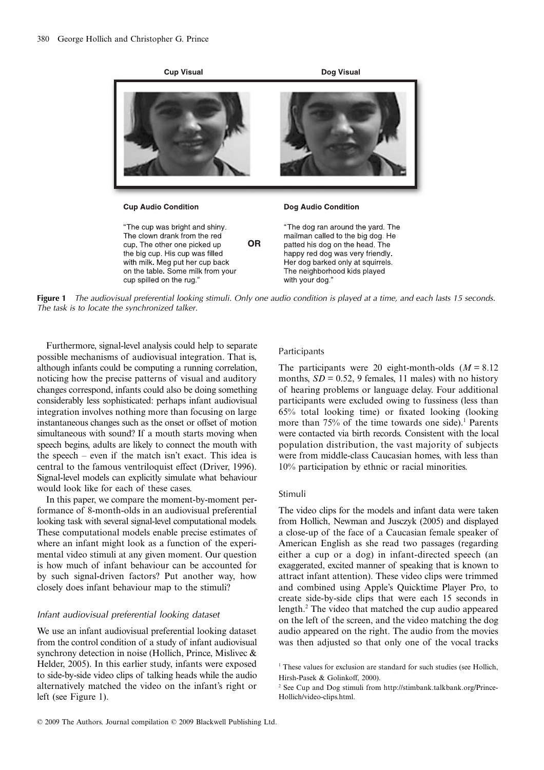**Cup Visual** | **Dog Visual**

**Cup Audio Condition**

"The cup was bright and shiny. The clown drank from the red cup. The other one picked up the big cup. His cup was filled with milk. Meg put her cup back on the table. Some milk from your cup spilled on the rug."

**OR**

**Dog Audio Condition**

"The dog ran around the yard. The mailman called to the big dog. He patted his dog on the head. The happy red dog was very friendly. Her dog barked only at squirrels. The neighborhood kids played with your dog."

**Figure 1** *The audiovisual preferential looking stimuli. Only one audio condition is played at a time, and each lasts 15 seconds. The task is to locate the synchronized talker.*

Furthermore, signal-level analysis could help to separate possible mechanisms of audiovisual integration. That is, although infants could be computing a running correlation, noticing how the precise patterns of visual and auditory changes correspond, infants could also be doing something considerably less sophisticated: perhaps infant audiovisual integration involves nothing more than focusing on large instantaneous changes such as the onset or offset of motion simultaneous with sound? If a mouth starts moving when speech begins, adults are likely to connect the mouth with the speech – even if the match isn't exact. This idea is central to the famous ventriloquist effect (Driver, 1996). Signal-level models can explicitly simulate what behaviour would look like for each of these cases.

In this paper, we compare the moment-by-moment performance of 8-month-olds in an audiovisual preferential looking task with several signal-level computational models. These computational models enable precise estimates of where an infant might look as a function of the experimental video stimuli at any given moment. Our question is how much of infant behaviour can be accounted for by such signal-driven factors? Put another way, how closely does infant behaviour map to the stimuli?

### *Infant audiovisual preferential looking dataset*

We use an infant audiovisual preferential looking dataset from the control condition of a study of infant audiovisual synchrony detection in noise (Hollich, Prince, Mislivec & Helder, 2005). In this earlier study, infants were exposed to side-by-side video clips of talking heads while the audio alternatively matched the video on the infant's right or left (see Figure 1).

#### Participants

The participants were 20 eight-month-olds ($M = 8.12$ months, $SD = 0.52$, 9 females, 11 males) with no history of hearing problems or language delay. Four additional participants were excluded owing to fussiness (less than 65% total looking time) or fixated looking (looking more than 75% of the time towards one side).[1] Parents were contacted via birth records. Consistent with the local population distribution, the vast majority of subjects were from middle-class Caucasian homes, with less than 10% participation by ethnic or racial minorities.

#### Stimuli

The video clips for the models and infant data were taken from Hollich, Newman and Jusczyk (2005) and displayed a close-up of the face of a Caucasian female speaker of American English as she read two passages (regarding either a cup or a dog) in infant-directed speech (an exaggerated, excited manner of speaking that is known to attract infant attention). These video clips were trimmed and combined using Apple's Quicktime Player Pro, to create side-by-side clips that were each 15 seconds in length.[2] The video that matched the cup audio appeared on the left of the screen, and the video matching the dog audio appeared on the right. The audio from the movies was then adjusted so that only one of the vocal tracks

[1] These values for exclusion are standard for such studies (see Hollich, Hirsh-Pasek & Golinkoff, 2000).

[2] See Cup and Dog stimuli from http://stimbank.talkbank.org/Prince-Hollich/video-clips.html.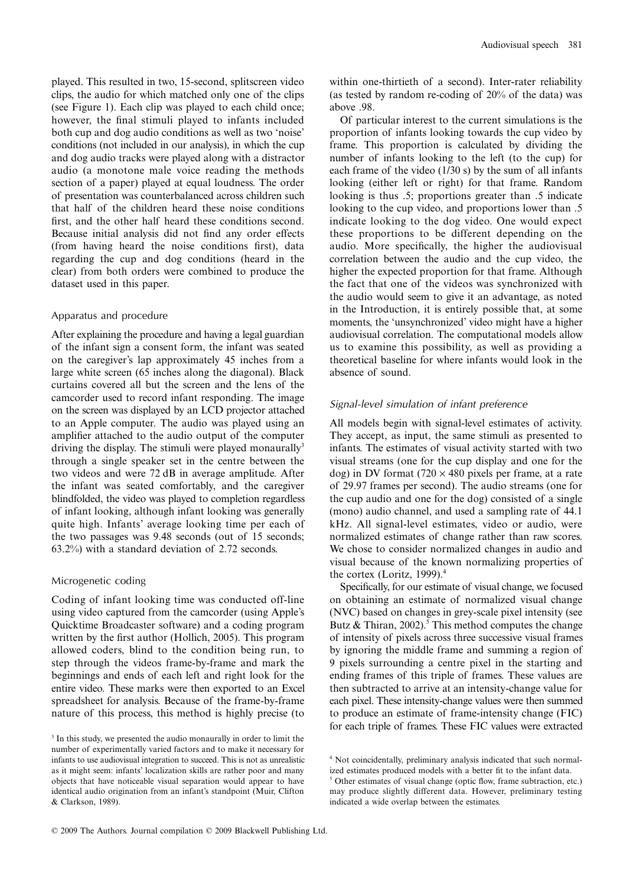played. This resulted in two, 15-second, splitscreen video clips, the audio for which matched only one of the clips (see Figure 1). Each clip was played to each child once; however, the final stimuli played to infants included both cup and dog audio conditions as well as two 'noise' conditions (not included in our analysis), in which the cup and dog audio tracks were played along with a distractor audio (a monotone male voice reading the methods section of a paper) played at equal loudness. The order of presentation was counterbalanced across children such that half of the children heard these noise conditions first, and the other half heard these conditions second. Because initial analysis did not find any order effects (from having heard the noise conditions first), data regarding the cup and dog conditions (heard in the clear) from both orders were combined to produce the dataset used in this paper.

### Apparatus and procedure

After explaining the procedure and having a legal guardian of the infant sign a consent form, the infant was seated on the caregiver's lap approximately 45 inches from a large white screen (65 inches along the diagonal). Black curtains covered all but the screen and the lens of the camcorder used to record infant responding. The image on the screen was displayed by an LCD projector attached to an Apple computer. The audio was played using an amplifier attached to the audio output of the computer driving the display. The stimuli were played monaurally[3] through a single speaker set in the centre between the two videos and were 72 dB in average amplitude. After the infant was seated comfortably, and the caregiver blindfolded, the video was played to completion regardless of infant looking, although infant looking was generally quite high. Infants' average looking time per each of the two passages was 9.48 seconds (out of 15 seconds; 63.2%) with a standard deviation of 2.72 seconds.

### Microgenetic coding

Coding of infant looking time was conducted off-line using video captured from the camcorder (using Apple's Quicktime Broadcaster software) and a coding program written by the first author (Hollich, 2005). This program allowed coders, blind to the condition being run, to step through the videos frame-by-frame and mark the beginnings and ends of each left and right look for the entire video. These marks were then exported to an Excel spreadsheet for analysis. Because of the frame-by-frame nature of this process, this method is highly precise (to within one-thirtieth of a second). Inter-rater reliability (as tested by random re-coding of 20% of the data) was above .98.

Of particular interest to the current simulations is the proportion of infants looking towards the cup video by frame. This proportion is calculated by dividing the number of infants looking to the left (to the cup) for each frame of the video (1/30 s) by the sum of all infants looking (either left or right) for that frame. Random looking is thus .5; proportions greater than .5 indicate looking to the cup video, and proportions lower than .5 indicate looking to the dog video. One would expect these proportions to be different depending on the audio. More specifically, the higher the audiovisual correlation between the audio and the cup video, the higher the expected proportion for that frame. Although the fact that one of the videos was synchronized with the audio would seem to give it an advantage, as noted in the Introduction, it is entirely possible that, at some moments, the 'unsynchronized' video might have a higher audiovisual correlation. The computational models allow us to examine this possibility, as well as providing a theoretical baseline for where infants would look in the absence of sound.

### *Signal-level simulation of infant preference*

All models begin with signal-level estimates of activity. They accept, as input, the same stimuli as presented to infants. The estimates of visual activity started with two visual streams (one for the cup display and one for the dog) in DV format ($720 \times 480$ pixels per frame, at a rate of 29.97 frames per second). The audio streams (one for the cup audio and one for the dog) consisted of a single (mono) audio channel, and used a sampling rate of 44.1 kHz. All signal-level estimates, video or audio, were normalized estimates of change rather than raw scores. We chose to consider normalized changes in audio and visual because of the known normalizing properties of the cortex (Loritz, 1999).[4]

Specifically, for our estimate of visual change, we focused on obtaining an estimate of normalized visual change (NVC) based on changes in grey-scale pixel intensity (see Butz & Thiran, 2002).[5] This method computes the change of intensity of pixels across three successive visual frames by ignoring the middle frame and summing a region of 9 pixels surrounding a centre pixel in the starting and ending frames of this triple of frames. These values are then subtracted to arrive at an intensity-change value for each pixel. These intensity-change values were then summed to produce an estimate of frame-intensity change (FIC) for each triple of frames. These FIC values were extracted

---

[3] In this study, we presented the audio monaurally in order to limit the number of experimentally varied factors and to make it necessary for infants to use audiovisual integration to succeed. This is not as unrealistic as it might seem: infants' localization skills are rather poor and many objects that have noticeable visual separation would appear to have identical audio origination from an infant's standpoint (Muir, Clifton & Clarkson, 1989).

[4] Not coincidentally, preliminary analysis indicated that such normalized estimates produced models with a better fit to the infant data.

[5] Other estimates of visual change (optic flow, frame subtraction, etc.) may produce slightly different data. However, preliminary testing indicated a wide overlap between the estimates.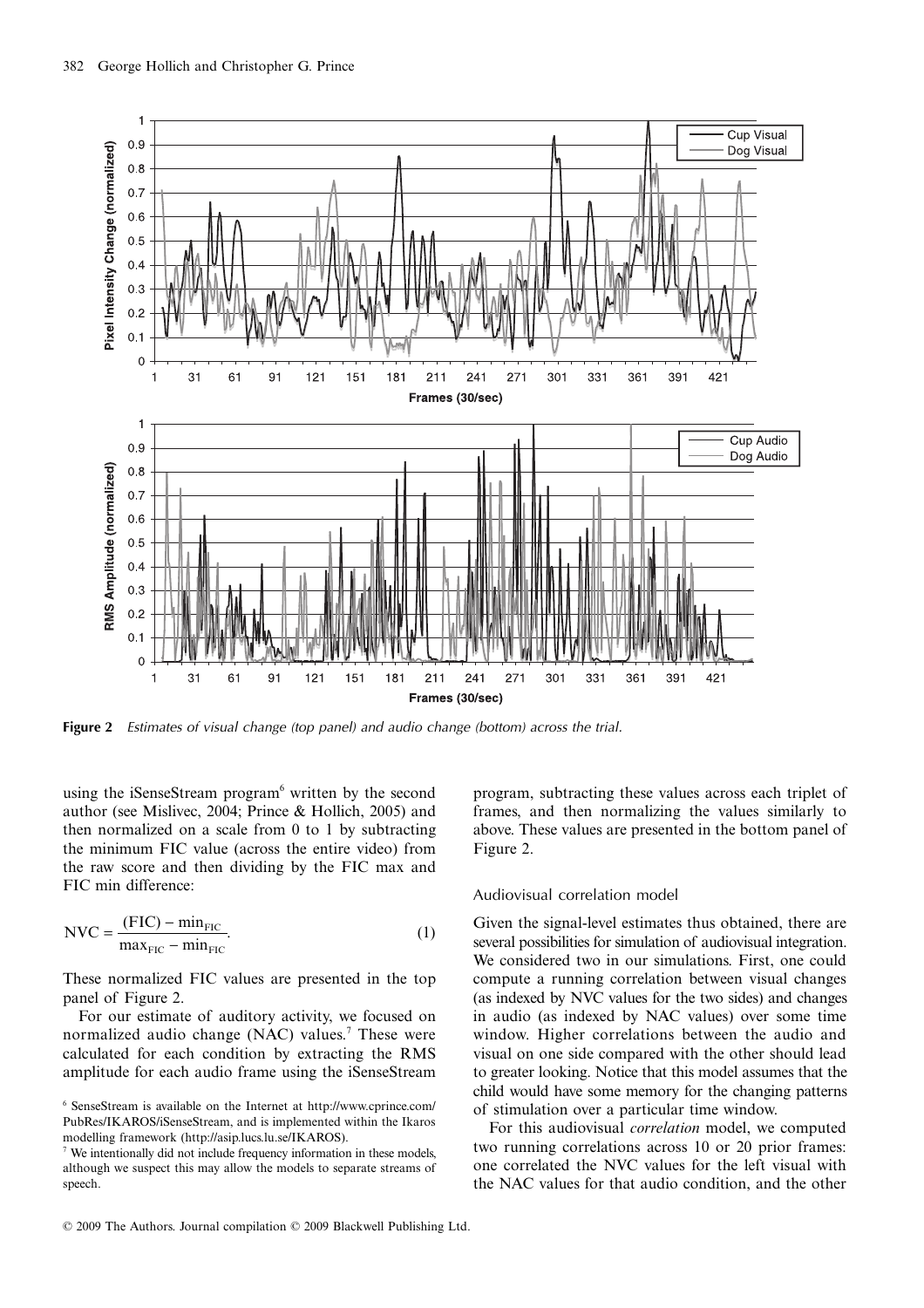Figure 2 Estimates of visual change (top panel) and audio change (bottom) across the trial.

using the iSenseStream program[6] written by the second author (see Mislivec, 2004; Prince & Hollich, 2005) and then normalized on a scale from 0 to 1 by subtracting the minimum FIC value (across the entire video) from the raw score and then dividing by the FIC max and FIC min difference:

$$\text{NVC} = \frac{(\text{FIC}) - \min_{\text{FIC}}}{\max_{\text{FIC}} - \min_{\text{FIC}}}. \quad (1)$$

These normalized FIC values are presented in the top panel of Figure 2.

For our estimate of auditory activity, we focused on normalized audio change (NAC) values.[7] These were calculated for each condition by extracting the RMS amplitude for each audio frame using the iSenseStream program, subtracting these values across each triplet of frames, and then normalizing the values similarly to above. These values are presented in the bottom panel of Figure 2.

### Audiovisual correlation model

Given the signal-level estimates thus obtained, there are several possibilities for simulation of audiovisual integration. We considered two in our simulations. First, one could compute a running correlation between visual changes (as indexed by NVC values for the two sides) and changes in audio (as indexed by NAC values) over some time window. Higher correlations between the audio and visual on one side compared with the other should lead to greater looking. Notice that this model assumes that the child would have some memory for the changing patterns of stimulation over a particular time window.

For this audiovisual *correlation* model, we computed two running correlations across 10 or 20 prior frames: one correlated the NVC values for the left visual with the NAC values for that audio condition, and the other

[6] SenseStream is available on the Internet at http://www.cprince.com/PubRes/IKAROS/iSenseStream, and is implemented within the Ikaros modelling framework (http://asip.lucs.lu.se/IKAROS).

[7] We intentionally did not include frequency information in these models, although we suspect this may allow the models to separate streams of speech.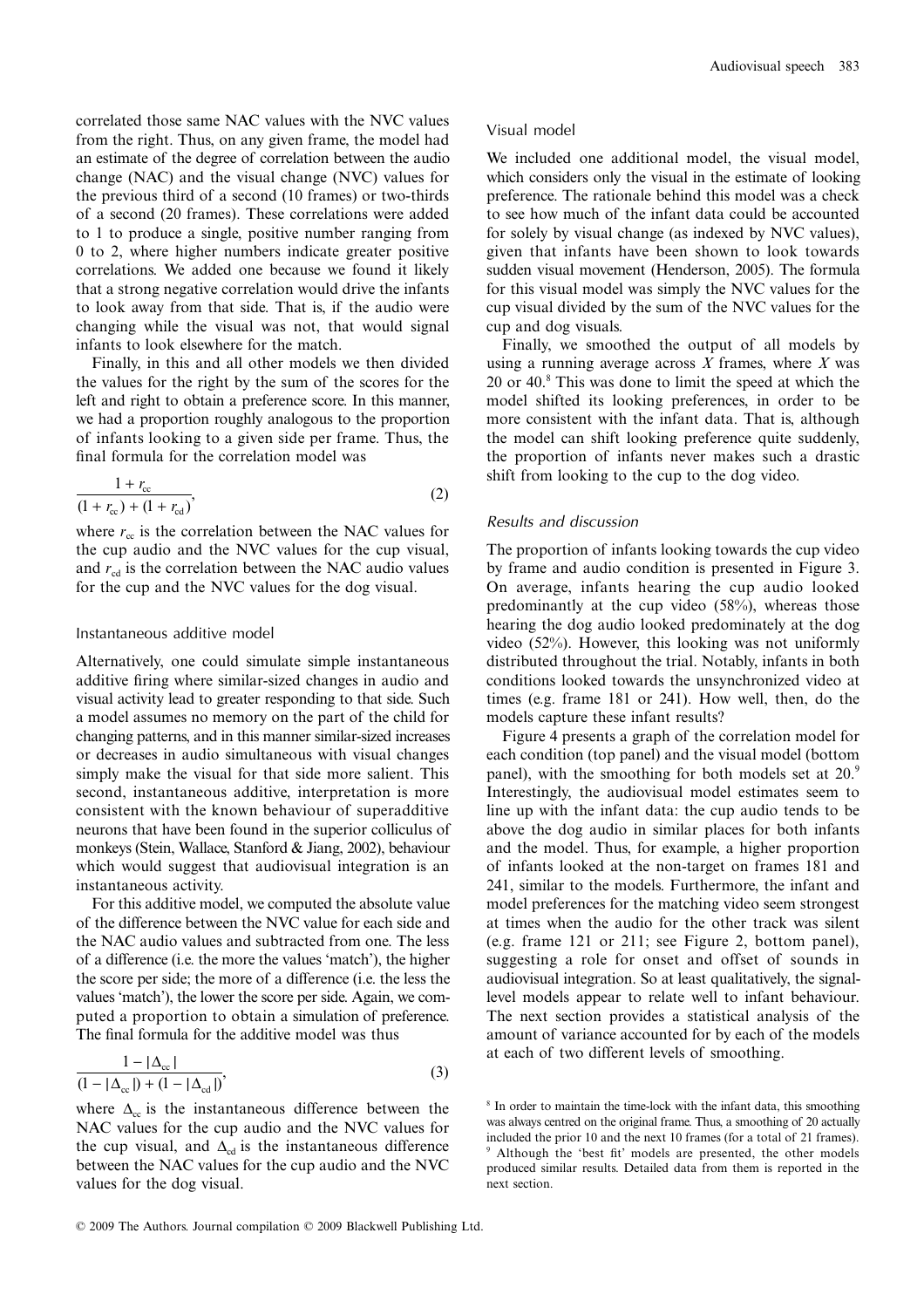correlated those same NAC values with the NVC values from the right. Thus, on any given frame, the model had an estimate of the degree of correlation between the audio change (NAC) and the visual change (NVC) values for the previous third of a second (10 frames) or two-thirds of a second (20 frames). These correlations were added to 1 to produce a single, positive number ranging from 0 to 2, where higher numbers indicate greater positive correlations. We added one because we found it likely that a strong negative correlation would drive the infants to look away from that side. That is, if the audio were changing while the visual was not, that would signal infants to look elsewhere for the match.

Finally, in this and all other models we then divided the values for the right by the sum of the scores for the left and right to obtain a preference score. In this manner, we had a proportion roughly analogous to the proportion of infants looking to a given side per frame. Thus, the final formula for the correlation model was

$$\frac{1 + r_{cc}}{(1 + r_{cc}) + (1 + r_{cd})}, \tag{2}$$

where $r_{cc}$ is the correlation between the NAC values for the cup audio and the NVC values for the cup visual, and $r_{cd}$ is the correlation between the NAC audio values for the cup and the NVC values for the dog visual.

### Instantaneous additive model

Alternatively, one could simulate simple instantaneous additive firing where similar-sized changes in audio and visual activity lead to greater responding to that side. Such a model assumes no memory on the part of the child for changing patterns, and in this manner similar-sized increases or decreases in audio simultaneous with visual changes simply make the visual for that side more salient. This second, instantaneous additive, interpretation is more consistent with the known behaviour of superadditive neurons that have been found in the superior colliculus of monkeys (Stein, Wallace, Stanford & Jiang, 2002), behaviour which would suggest that audiovisual integration is an instantaneous activity.

For this additive model, we computed the absolute value of the difference between the NVC value for each side and the NAC audio values and subtracted from one. The less of a difference (i.e. the more the values 'match'), the higher the score per side; the more of a difference (i.e. the less the values 'match'), the lower the score per side. Again, we computed a proportion to obtain a simulation of preference. The final formula for the additive model was thus

$$\frac{1 - |\Delta_{cc}|}{(1 - |\Delta_{cc}|) + (1 - |\Delta_{cd}|)}, \tag{3}$$

where $\Delta_{cc}$ is the instantaneous difference between the NAC values for the cup audio and the NVC values for the cup visual, and $\Delta_{cd}$ is the instantaneous difference between the NAC values for the cup audio and the NVC values for the dog visual.

### Visual model

We included one additional model, the visual model, which considers only the visual in the estimate of looking preference. The rationale behind this model was a check to see how much of the infant data could be accounted for solely by visual change (as indexed by NVC values), given that infants have been shown to look towards sudden visual movement (Henderson, 2005). The formula for this visual model was simply the NVC values for the cup visual divided by the sum of the NVC values for the cup and dog visuals.

Finally, we smoothed the output of all models by using a running average across $X$ frames, where $X$ was 20 or 40.[8] This was done to limit the speed at which the model shifted its looking preferences, in order to be more consistent with the infant data. That is, although the model can shift looking preference quite suddenly, the proportion of infants never makes such a drastic shift from looking to the cup to the dog video.

### Results and discussion

The proportion of infants looking towards the cup video by frame and audio condition is presented in Figure 3. On average, infants hearing the cup audio looked predominantly at the cup video (58%), whereas those hearing the dog audio looked predominately at the dog video (52%). However, this looking was not uniformly distributed throughout the trial. Notably, infants in both conditions looked towards the unsynchronized video at times (e.g. frame 181 or 241). How well, then, do the models capture these infant results?

Figure 4 presents a graph of the correlation model for each condition (top panel) and the visual model (bottom panel), with the smoothing for both models set at 20.[9] Interestingly, the audiovisual model estimates seem to line up with the infant data: the cup audio tends to be above the dog audio in similar places for both infants and the model. Thus, for example, a higher proportion of infants looked at the non-target on frames 181 and 241, similar to the models. Furthermore, the infant and model preferences for the matching video seem strongest at times when the audio for the other track was silent (e.g. frame 121 or 211; see Figure 2, bottom panel), suggesting a role for onset and offset of sounds in audiovisual integration. So at least qualitatively, the signal-level models appear to relate well to infant behaviour. The next section provides a statistical analysis of the amount of variance accounted for by each of the models at each of two different levels of smoothing.

[8] In order to maintain the time-lock with the infant data, this smoothing was always centred on the original frame. Thus, a smoothing of 20 actually included the prior 10 and the next 10 frames (for a total of 21 frames).

[9] Although the 'best fit' models are presented, the other models produced similar results. Detailed data from them is reported in the next section.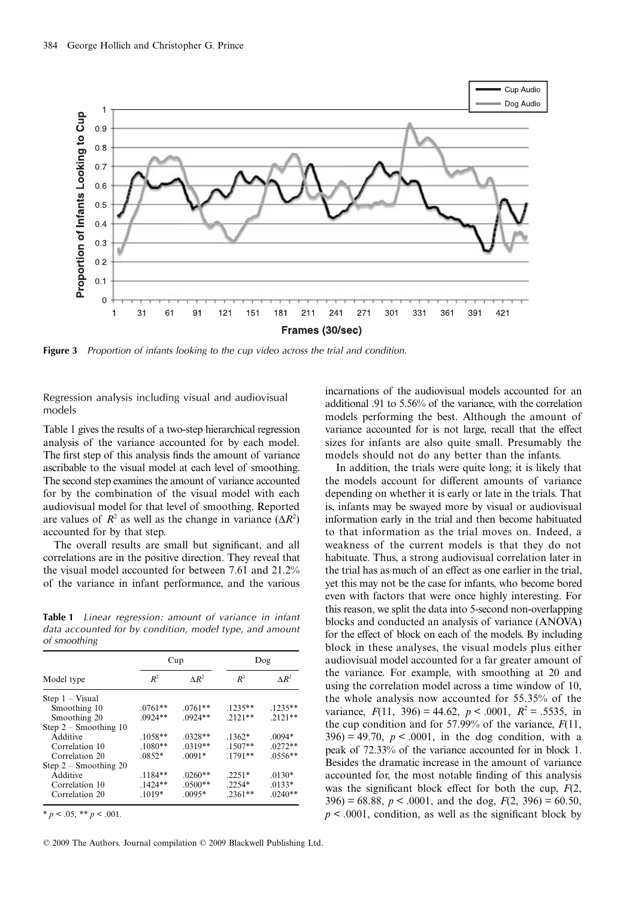**Figure 3** *Proportion of infants looking to the cup video across the trial and condition.*

### Regression analysis including visual and audiovisual models

Table 1 gives the results of a two-step hierarchical regression analysis of the variance accounted for by each model. The first step of this analysis finds the amount of variance ascribable to the visual model at each level of smoothing. The second step examines the amount of variance accounted for by the combination of the visual model with each audiovisual model for that level of smoothing. Reported are values of $R^2$ as well as the change in variance ($\Delta R^2$) accounted for by that step.

The overall results are small but significant, and all correlations are in the positive direction. They reveal that the visual model accounted for between 7.61 and 21.2% of the variance in infant performance, and the various incarnations of the audiovisual models accounted for an additional .91 to 5.56% of the variance, with the correlation models performing the best. Although the amount of variance accounted for is not large, recall that the effect sizes for infants are also quite small. Presumably the models should not do any better than the infants.

**Table 1** *Linear regression: amount of variance in infant data accounted for by condition, model type, and amount of smoothing*

| Model type | Cup | | Dog | |
|---|---|---|---|---|
| | $R^2$ | $\Delta R^2$ | $R^2$ | $\Delta R^2$ |
| Step 1 – Visual | | | | |
| Smoothing 10 | .0761** | .0761** | .1235** | .1235** |
| Smoothing 20 | .0924** | .0924** | .2121** | .2121** |
| Step 2 – Smoothing 10 | | | | |
| Additive | .1058** | .0328** | .1362* | .0094* |
| Correlation 10 | .1080** | .0319** | .1507** | .0272** |
| Correlation 20 | .0852* | .0091* | .1791** | .0556** |
| Step 2 – Smoothing 20 | | | | |
| Additive | .1184** | .0260** | .2251* | .0130* |
| Correlation 10 | .1424** | .0500** | .2254* | .0133* |
| Correlation 20 | .1019* | .0095* | .2361** | .0240** |

\* $p < .05$, ** $p < .001$.

In addition, the trials were quite long; it is likely that the models account for different amounts of variance depending on whether it is early or late in the trials. That is, infants may be swayed more by visual or audiovisual information early in the trial and then become habituated to that information as the trial moves on. Indeed, a weakness of the current models is that they do not habituate. Thus, a strong audiovisual correlation later in the trial has as much of an effect as one earlier in the trial, yet this may not be the case for infants, who become bored even with factors that were once highly interesting. For this reason, we split the data into 5-second non-overlapping blocks and conducted an analysis of variance (ANOVA) for the effect of block on each of the models. By including block in these analyses, the visual models plus either audiovisual model accounted for a far greater amount of the variance. For example, with smoothing at 20 and using the correlation model across a time window of 10, the whole analysis now accounted for 55.35% of the variance, $F(11, 396) = 44.62$, $p < .0001$, $R^2 = .5535$, in the cup condition and for 57.99% of the variance, $F(11, 396) = 49.70$, $p < .0001$, in the dog condition, with a peak of 72.33% of the variance accounted for in block 1. Besides the dramatic increase in the amount of variance accounted for, the most notable finding of this analysis was the significant block effect for both the cup, $F(2, 396) = 68.88$, $p < .0001$, and the dog, $F(2, 396) = 60.50$, $p < .0001$, condition, as well as the significant block by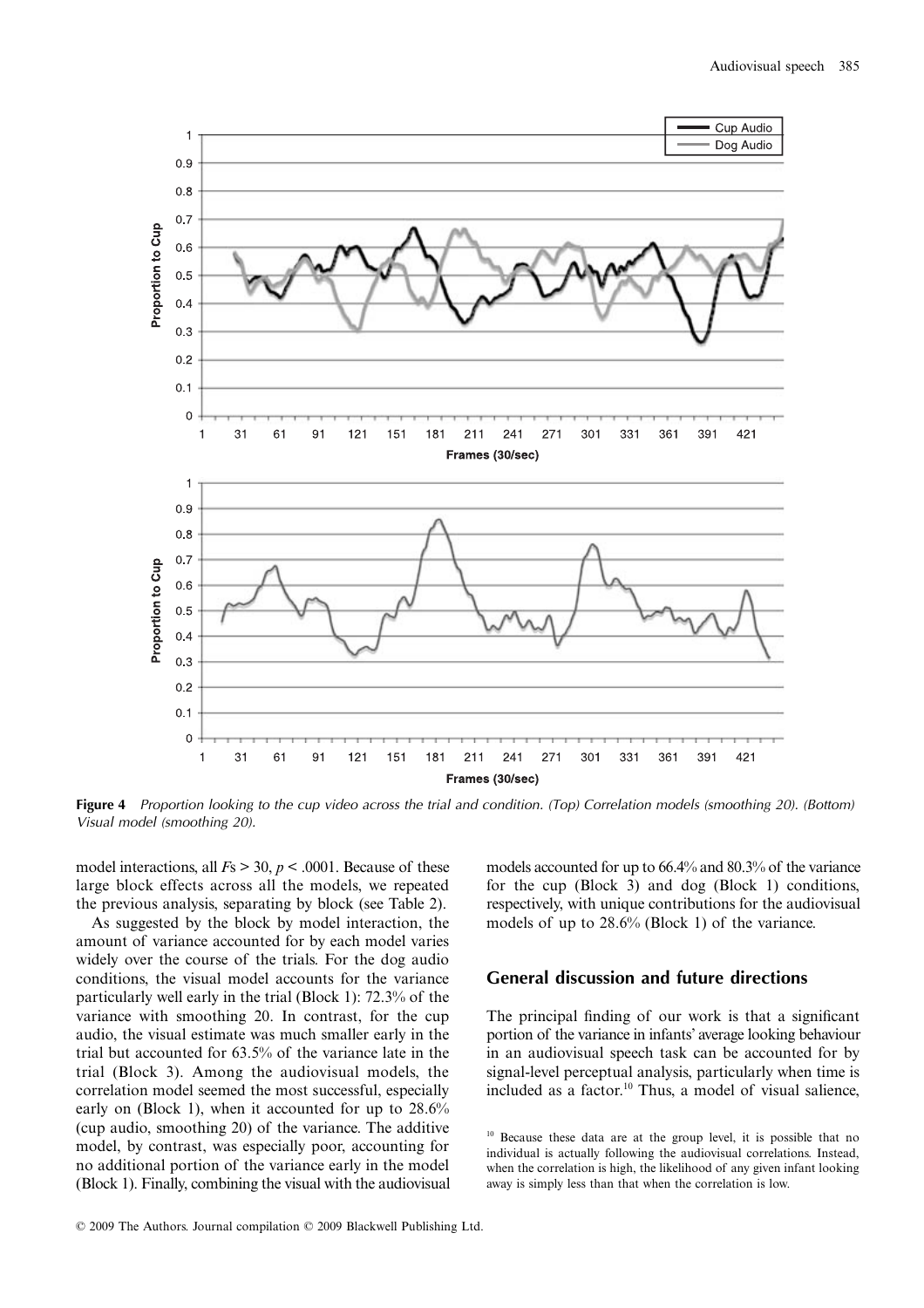Figure 4 *Proportion looking to the cup video across the trial and condition. (Top) Correlation models (smoothing 20). (Bottom) Visual model (smoothing 20).*

model interactions, all $F$s > 30, $p$ < .0001. Because of these large block effects across all the models, we repeated the previous analysis, separating by block (see Table 2).

As suggested by the block by model interaction, the amount of variance accounted for by each model varies widely over the course of the trials. For the dog audio conditions, the visual model accounts for the variance particularly well early in the trial (Block 1): 72.3% of the variance with smoothing 20. In contrast, for the cup audio, the visual estimate was much smaller early in the trial but accounted for 63.5% of the variance late in the trial (Block 3). Among the audiovisual models, the correlation model seemed the most successful, especially early on (Block 1), when it accounted for up to 28.6% (cup audio, smoothing 20) of the variance. The additive model, by contrast, was especially poor, accounting for no additional portion of the variance early in the model (Block 1). Finally, combining the visual with the audiovisual models accounted for up to 66.4% and 80.3% of the variance for the cup (Block 3) and dog (Block 1) conditions, respectively, with unique contributions for the audiovisual models of up to 28.6% (Block 1) of the variance.

## General discussion and future directions

The principal finding of our work is that a significant portion of the variance in infants' average looking behaviour in an audiovisual speech task can be accounted for by signal-level perceptual analysis, particularly when time is included as a factor.[10] Thus, a model of visual salience,

[10] Because these data are at the group level, it is possible that no individual is actually following the audiovisual correlations. Instead, when the correlation is high, the likelihood of any given infant looking away is simply less than that when the correlation is low.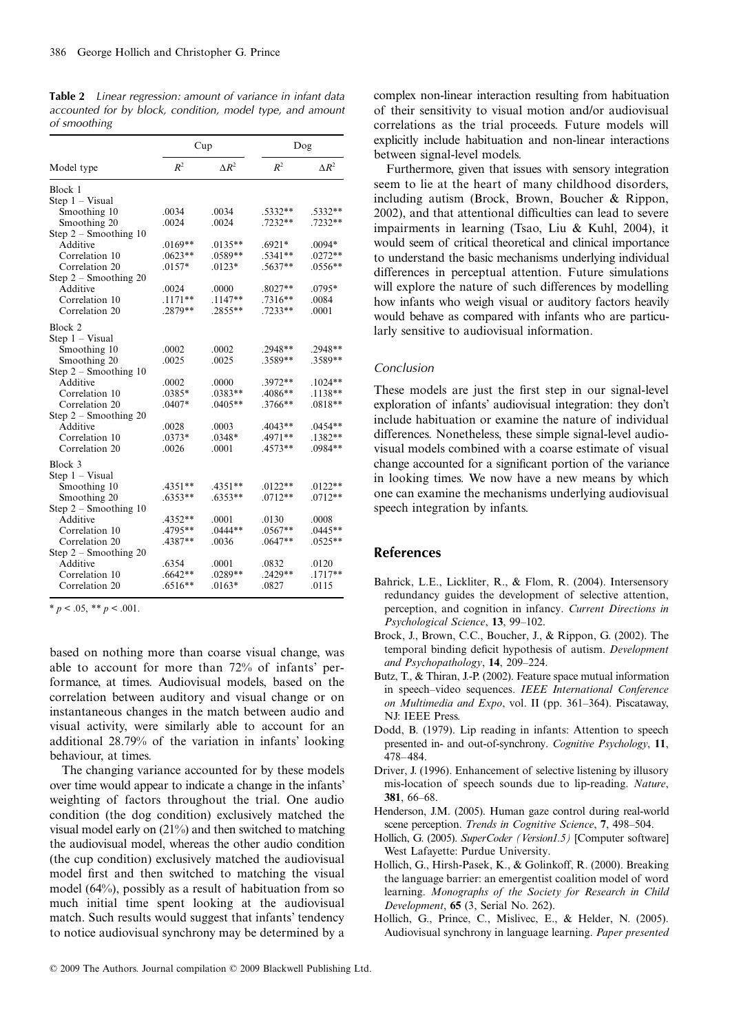**Table 2** *Linear regression: amount of variance in infant data accounted for by block, condition, model type, and amount of smoothing*

| Model type | Cup | | Dog | |
|---|---|---|---|---|
| | $R^2$ | $\Delta R^2$ | $R^2$ | $\Delta R^2$ |
| Block 1 | | | | |
| Step 1 – Visual | | | | |
| Smoothing 10 | .0034 | .0034 | .5332** | .5332** |
| Smoothing 20 | .0024 | .0024 | .7232** | .7232** |
| Step 2 – Smoothing 10 | | | | |
| Additive | .0169** | .0135** | .6921* | .0094* |
| Correlation 10 | .0623** | .0589** | .5341** | .0272** |
| Correlation 20 | .0157* | .0123* | .5637** | .0556** |
| Step 2 – Smoothing 20 | | | | |
| Additive | .0024 | .0000 | .8027** | .0795* |
| Correlation 10 | .1171** | .1147** | .7316** | .0084 |
| Correlation 20 | .2879** | .2855** | .7233** | .0001 |
| Block 2 | | | | |
| Step 1 – Visual | | | | |
| Smoothing 10 | .0002 | .0002 | .2948** | .2948** |
| Smoothing 20 | .0025 | .0025 | .3589** | .3589** |
| Step 2 – Smoothing 10 | | | | |
| Additive | .0002 | .0000 | .3972** | .1024** |
| Correlation 10 | .0385* | .0383** | .4086** | .1138** |
| Correlation 20 | .0407* | .0405** | .3766** | .0818** |
| Step 2 – Smoothing 20 | | | | |
| Additive | .0028 | .0003 | .4043** | .0454** |
| Correlation 10 | .0373* | .0348* | .4971** | .1382** |
| Correlation 20 | .0026 | .0001 | .4573** | .0984** |
| Block 3 | | | | |
| Step 1 – Visual | | | | |
| Smoothing 10 | .4351** | .4351** | .0122** | .0122** |
| Smoothing 20 | .6353** | .6353** | .0712** | .0712** |
| Step 2 – Smoothing 10 | | | | |
| Additive | .4352** | .0001 | .0130 | .0008 |
| Correlation 10 | .4795** | .0444** | .0567** | .0445** |
| Correlation 20 | .4387** | .0036 | .0647** | .0525** |
| Step 2 – Smoothing 20 | | | | |
| Additive | .6354 | .0001 | .0832 | .0120 |
| Correlation 10 | .6642** | .0289** | .2429** | .1717** |
| Correlation 20 | .6516** | .0163* | .0827 | .0115 |

\* $p < .05$, \*\* $p < .001$.

based on nothing more than coarse visual change, was able to account for more than 72% of infants' performance, at times. Audiovisual models, based on the correlation between auditory and visual change or on instantaneous changes in the match between audio and visual activity, were similarly able to account for an additional 28.79% of the variation in infants' looking behaviour, at times.

The changing variance accounted for by these models over time would appear to indicate a change in the infants' weighting of factors throughout the trial. One audio condition (the dog condition) exclusively matched the visual model early on (21%) and then switched to matching the audiovisual model, whereas the other audio condition (the cup condition) exclusively matched the audiovisual model first and then switched to matching the visual model (64%), possibly as a result of habituation from so much initial time spent looking at the audiovisual match. Such results would suggest that infants' tendency to notice audiovisual synchrony may be determined by a complex non-linear interaction resulting from habituation of their sensitivity to visual motion and/or audiovisual correlations as the trial proceeds. Future models will explicitly include habituation and non-linear interactions between signal-level models.

Furthermore, given that issues with sensory integration seem to lie at the heart of many childhood disorders, including autism (Brock, Brown, Boucher & Rippon, 2002), and that attentional difficulties can lead to severe impairments in learning (Tsao, Liu & Kuhl, 2004), it would seem of critical theoretical and clinical importance to understand the basic mechanisms underlying individual differences in perceptual attention. Future simulations will explore the nature of such differences by modelling how infants who weigh visual or auditory factors heavily would behave as compared with infants who are particularly sensitive to audiovisual information.

### Conclusion

These models are just the first step in our signal-level exploration of infants' audiovisual integration: they don't include habituation or examine the nature of individual differences. Nonetheless, these simple signal-level audiovisual models combined with a coarse estimate of visual change accounted for a significant portion of the variance in looking times. We now have a new means by which one can examine the mechanisms underlying audiovisual speech integration by infants.

## References

Bahrick, L.E., Lickliter, R., & Flom, R. (2004). Intersensory redundancy guides the development of selective attention, perception, and cognition in infancy. *Current Directions in Psychological Science*, **13**, 99–102.

Brock, J., Brown, C.C., Boucher, J., & Rippon, G. (2002). The temporal binding deficit hypothesis of autism. *Development and Psychopathology*, **14**, 209–224.

Butz, T., & Thiran, J.-P. (2002). Feature space mutual information in speech–video sequences. *IEEE International Conference on Multimedia and Expo*, vol. II (pp. 361–364). Piscataway, NJ: IEEE Press.

Dodd, B. (1979). Lip reading in infants: Attention to speech presented in- and out-of-synchrony. *Cognitive Psychology*, **11**, 478–484.

Driver, J. (1996). Enhancement of selective listening by illusory mis-location of speech sounds due to lip-reading. *Nature*, **381**, 66–68.

Henderson, J.M. (2005). Human gaze control during real-world scene perception. *Trends in Cognitive Science*, **7**, 498–504.

Hollich, G. (2005). *SuperCoder (Version1.5)* [Computer software] West Lafayette: Purdue University.

Hollich, G., Hirsh-Pasek, K., & Golinkoff, R. (2000). Breaking the language barrier: an emergentist coalition model of word learning. *Monographs of the Society for Research in Child Development*, **65** (3, Serial No. 262).

Hollich, G., Prince, C., Mislivec, E., & Helder, N. (2005). Audiovisual synchrony in language learning. *Paper presented*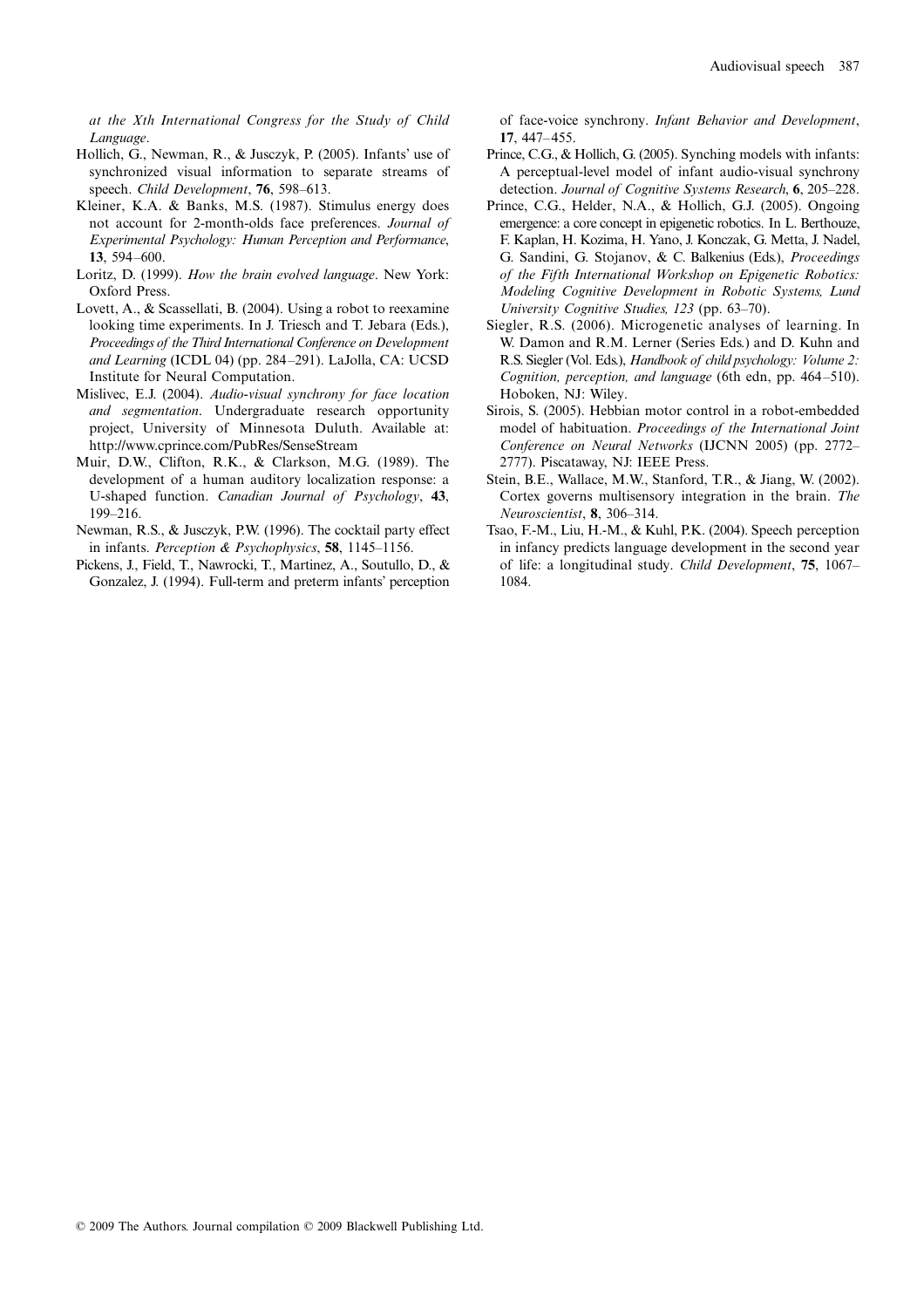*at the Xth International Congress for the Study of Child Language*.

Hollich, G., Newman, R., & Jusczyk, P. (2005). Infants' use of synchronized visual information to separate streams of speech. *Child Development*, **76**, 598–613.

Kleiner, K.A. & Banks, M.S. (1987). Stimulus energy does not account for 2-month-olds face preferences. *Journal of Experimental Psychology: Human Perception and Performance*, **13**, 594–600.

Loritz, D. (1999). *How the brain evolved language*. New York: Oxford Press.

Lovett, A., & Scassellati, B. (2004). Using a robot to reexamine looking time experiments. In J. Triesch and T. Jebara (Eds.), *Proceedings of the Third International Conference on Development and Learning* (ICDL 04) (pp. 284–291). LaJolla, CA: UCSD Institute for Neural Computation.

Mislivec, E.J. (2004). *Audio-visual synchrony for face location and segmentation*. Undergraduate research opportunity project, University of Minnesota Duluth. Available at: http://www.cprince.com/PubRes/SenseStream

Muir, D.W., Clifton, R.K., & Clarkson, M.G. (1989). The development of a human auditory localization response: a U-shaped function. *Canadian Journal of Psychology*, **43**, 199–216.

Newman, R.S., & Jusczyk, P.W. (1996). The cocktail party effect in infants. *Perception & Psychophysics*, **58**, 1145–1156.

Pickens, J., Field, T., Nawrocki, T., Martinez, A., Soutullo, D., & Gonzalez, J. (1994). Full-term and preterm infants' perception of face-voice synchrony. *Infant Behavior and Development*, **17**, 447–455.

Prince, C.G., & Hollich, G. (2005). Synching models with infants: A perceptual-level model of infant audio-visual synchrony detection. *Journal of Cognitive Systems Research*, **6**, 205–228.

Prince, C.G., Helder, N.A., & Hollich, G.J. (2005). Ongoing emergence: a core concept in epigenetic robotics. In L. Berthouze, F. Kaplan, H. Kozima, H. Yano, J. Konczak, G. Metta, J. Nadel, G. Sandini, G. Stojanov, & C. Balkenius (Eds.), *Proceedings of the Fifth International Workshop on Epigenetic Robotics: Modeling Cognitive Development in Robotic Systems, Lund University Cognitive Studies, 123* (pp. 63–70).

Siegler, R.S. (2006). Microgenetic analyses of learning. In W. Damon and R.M. Lerner (Series Eds.) and D. Kuhn and R.S. Siegler (Vol. Eds.), *Handbook of child psychology: Volume 2: Cognition, perception, and language* (6th edn, pp. 464–510). Hoboken, NJ: Wiley.

Sirois, S. (2005). Hebbian motor control in a robot-embedded model of habituation. *Proceedings of the International Joint Conference on Neural Networks* (IJCNN 2005) (pp. 2772–2777). Piscataway, NJ: IEEE Press.

Stein, B.E., Wallace, M.W., Stanford, T.R., & Jiang, W. (2002). Cortex governs multisensory integration in the brain. *The Neuroscientist*, **8**, 306–314.

Tsao, F.-M., Liu, H.-M., & Kuhl, P.K. (2004). Speech perception in infancy predicts language development in the second year of life: a longitudinal study. *Child Development*, **75**, 1067–1084.